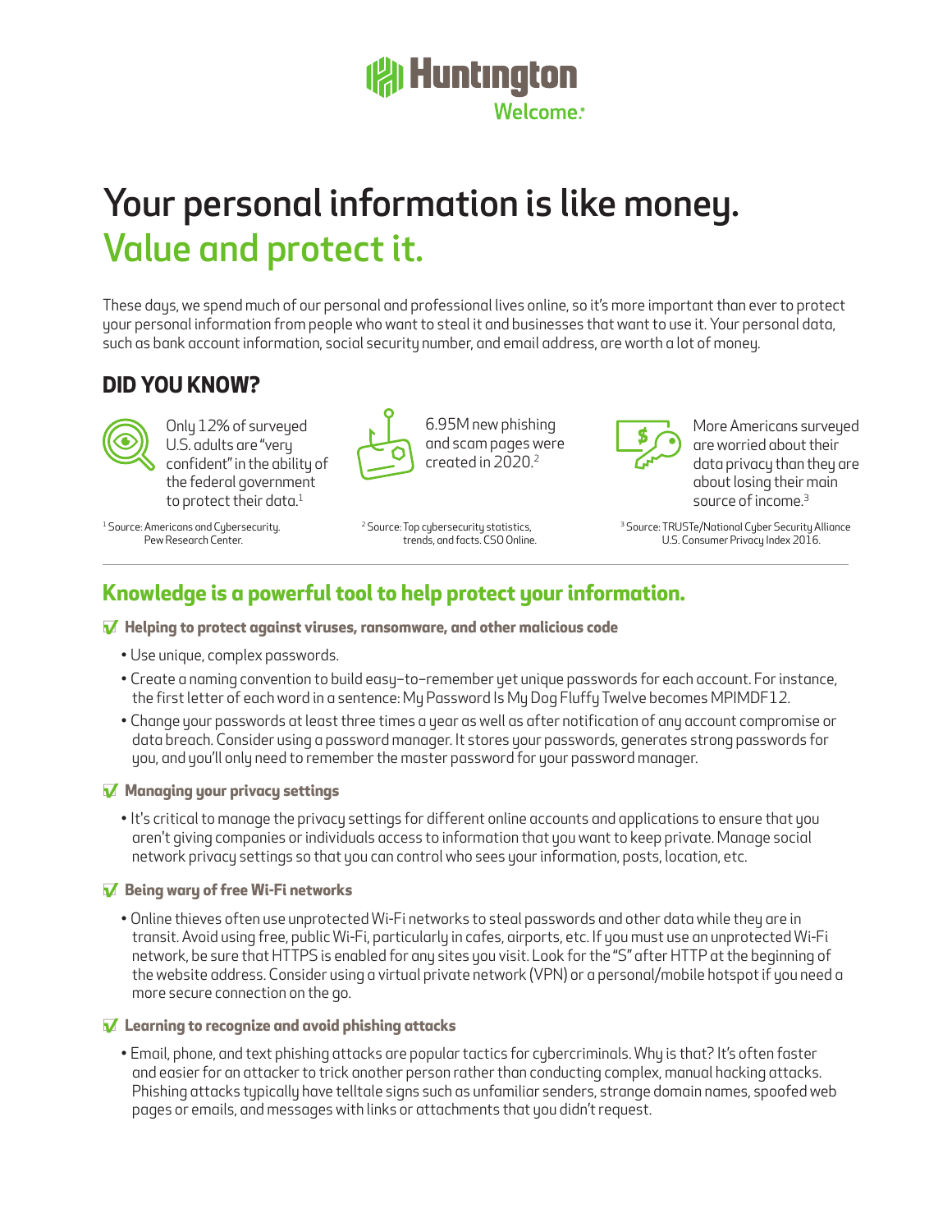Huntington

Welcome.

# Your personal information is like money.
# Value and protect it.

These days, we spend much of our personal and professional lives online, so it's more important than ever to protect your personal information from people who want to steal it and businesses that want to use it. Your personal data, such as bank account information, social security number, and email address, are worth a lot of money.

## DID YOU KNOW?

Only 12% of surveyed U.S. adults are "very confident" in the ability of the federal government to protect their data.[1]

6.95M new phishing and scam pages were created in 2020.[2]

More Americans surveyed are worried about their data privacy than they are about losing their main source of income.[3]

[1] Source: Americans and Cybersecurity. Pew Research Center.

[2] Source: Top cybersecurity statistics, trends, and facts. CSO Online.

[3] Source: TRUSTe/National Cyber Security Alliance U.S. Consumer Privacy Index 2016.

---

## Knowledge is a powerful tool to help protect your information.

### Helping to protect against viruses, ransomware, and other malicious code

- Use unique, complex passwords.
- Create a naming convention to build easy-to-remember yet unique passwords for each account. For instance, the first letter of each word in a sentence: My Password Is My Dog Fluffy Twelve becomes MPIMDF12.
- Change your passwords at least three times a year as well as after notification of any account compromise or data breach. Consider using a password manager. It stores your passwords, generates strong passwords for you, and you'll only need to remember the master password for your password manager.

### Managing your privacy settings

- It's critical to manage the privacy settings for different online accounts and applications to ensure that you aren't giving companies or individuals access to information that you want to keep private. Manage social network privacy settings so that you can control who sees your information, posts, location, etc.

### Being wary of free Wi-Fi networks

- Online thieves often use unprotected Wi-Fi networks to steal passwords and other data while they are in transit. Avoid using free, public Wi-Fi, particularly in cafes, airports, etc. If you must use an unprotected Wi-Fi network, be sure that HTTPS is enabled for any sites you visit. Look for the "S" after HTTP at the beginning of the website address. Consider using a virtual private network (VPN) or a personal/mobile hotspot if you need a more secure connection on the go.

### Learning to recognize and avoid phishing attacks

- Email, phone, and text phishing attacks are popular tactics for cybercriminals. Why is that? It's often faster and easier for an attacker to trick another person rather than conducting complex, manual hacking attacks. Phishing attacks typically have telltale signs such as unfamiliar senders, strange domain names, spoofed web pages or emails, and messages with links or attachments that you didn't request.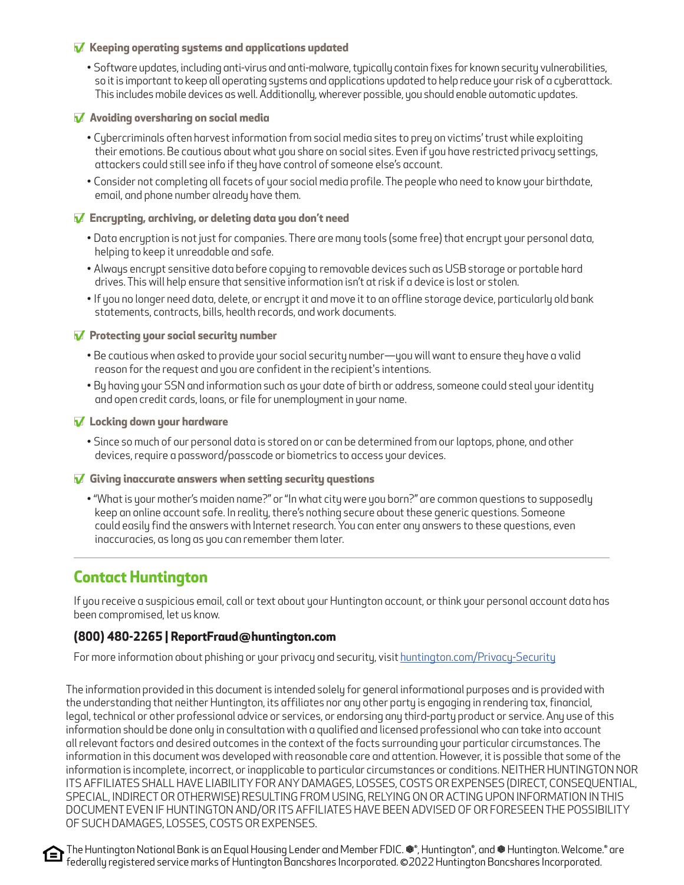### ✔ Keeping operating systems and applications updated

- Software updates, including anti-virus and anti-malware, typically contain fixes for known security vulnerabilities, so it is important to keep all operating systems and applications updated to help reduce your risk of a cyberattack. This includes mobile devices as well. Additionally, wherever possible, you should enable automatic updates.

### ✔ Avoiding oversharing on social media

- Cybercriminals often harvest information from social media sites to prey on victims' trust while exploiting their emotions. Be cautious about what you share on social sites. Even if you have restricted privacy settings, attackers could still see info if they have control of someone else's account.
- Consider not completing all facets of your social media profile. The people who need to know your birthdate, email, and phone number already have them.

### ✔ Encrypting, archiving, or deleting data you don't need

- Data encryption is not just for companies. There are many tools (some free) that encrypt your personal data, helping to keep it unreadable and safe.
- Always encrypt sensitive data before copying to removable devices such as USB storage or portable hard drives. This will help ensure that sensitive information isn't at risk if a device is lost or stolen.
- If you no longer need data, delete, or encrypt it and move it to an offline storage device, particularly old bank statements, contracts, bills, health records, and work documents.

### ✔ Protecting your social security number

- Be cautious when asked to provide your social security number—you will want to ensure they have a valid reason for the request and you are confident in the recipient's intentions.
- By having your SSN and information such as your date of birth or address, someone could steal your identity and open credit cards, loans, or file for unemployment in your name.

### ✔ Locking down your hardware

- Since so much of our personal data is stored on or can be determined from our laptops, phone, and other devices, require a password/passcode or biometrics to access your devices.

### ✔ Giving inaccurate answers when setting security questions

- "What is your mother's maiden name?" or "In what city were you born?" are common questions to supposedly keep an online account safe. In reality, there's nothing secure about these generic questions. Someone could easily find the answers with Internet research. You can enter any answers to these questions, even inaccuracies, as long as you can remember them later.

---

## Contact Huntington

If you receive a suspicious email, call or text about your Huntington account, or think your personal account data has been compromised, let us know.

### (800) 480-2265 | ReportFraud@huntington.com

For more information about phishing or your privacy and security, visit huntington.com/Privacy-Security

The information provided in this document is intended solely for general informational purposes and is provided with the understanding that neither Huntington, its affiliates nor any other party is engaging in rendering tax, financial, legal, technical or other professional advice or services, or endorsing any third-party product or service. Any use of this information should be done only in consultation with a qualified and licensed professional who can take into account all relevant factors and desired outcomes in the context of the facts surrounding your particular circumstances. The information in this document was developed with reasonable care and attention. However, it is possible that some of the information is incomplete, incorrect, or inapplicable to particular circumstances or conditions. NEITHER HUNTINGTON NOR ITS AFFILIATES SHALL HAVE LIABILITY FOR ANY DAMAGES, LOSSES, COSTS OR EXPENSES (DIRECT, CONSEQUENTIAL, SPECIAL, INDIRECT OR OTHERWISE) RESULTING FROM USING, RELYING ON OR ACTING UPON INFORMATION IN THIS DOCUMENT EVEN IF HUNTINGTON AND/OR ITS AFFILIATES HAVE BEEN ADVISED OF OR FORESEEN THE POSSIBILITY OF SUCH DAMAGES, LOSSES, COSTS OR EXPENSES.

The Huntington National Bank is an Equal Housing Lender and Member FDIC. ®, Huntington®, and Huntington. Welcome.® are federally registered service marks of Huntington Bancshares Incorporated. ©2022 Huntington Bancshares Incorporated.